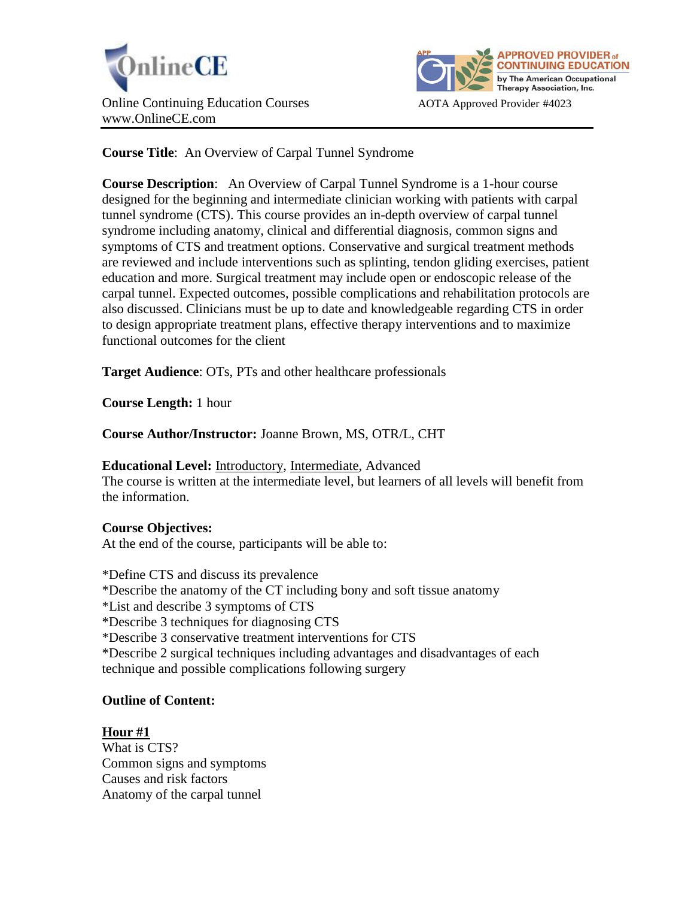OnlineCE

Online Continuing Education Courses
www.OnlineCE.com

APPROVED PROVIDER of CONTINUING EDUCATION by The American Occupational Therapy Association, Inc.

AOTA Approved Provider #4023

---

**Course Title**: An Overview of Carpal Tunnel Syndrome

**Course Description**: An Overview of Carpal Tunnel Syndrome is a 1-hour course designed for the beginning and intermediate clinician working with patients with carpal tunnel syndrome (CTS). This course provides an in-depth overview of carpal tunnel syndrome including anatomy, clinical and differential diagnosis, common signs and symptoms of CTS and treatment options. Conservative and surgical treatment methods are reviewed and include interventions such as splinting, tendon gliding exercises, patient education and more. Surgical treatment may include open or endoscopic release of the carpal tunnel. Expected outcomes, possible complications and rehabilitation protocols are also discussed. Clinicians must be up to date and knowledgeable regarding CTS in order to design appropriate treatment plans, effective therapy interventions and to maximize functional outcomes for the client

**Target Audience**: OTs, PTs and other healthcare professionals

**Course Length:** 1 hour

**Course Author/Instructor:** Joanne Brown, MS, OTR/L, CHT

**Educational Level:** <u>Introductory</u>, <u>Intermediate</u>, Advanced
The course is written at the intermediate level, but learners of all levels will benefit from the information.

**Course Objectives:**
At the end of the course, participants will be able to:

*Define CTS and discuss its prevalence
*Describe the anatomy of the CT including bony and soft tissue anatomy
*List and describe 3 symptoms of CTS
*Describe 3 techniques for diagnosing CTS
*Describe 3 conservative treatment interventions for CTS
*Describe 2 surgical techniques including advantages and disadvantages of each technique and possible complications following surgery

**Outline of Content:**

**<u>Hour #1</u>**
What is CTS?
Common signs and symptoms
Causes and risk factors
Anatomy of the carpal tunnel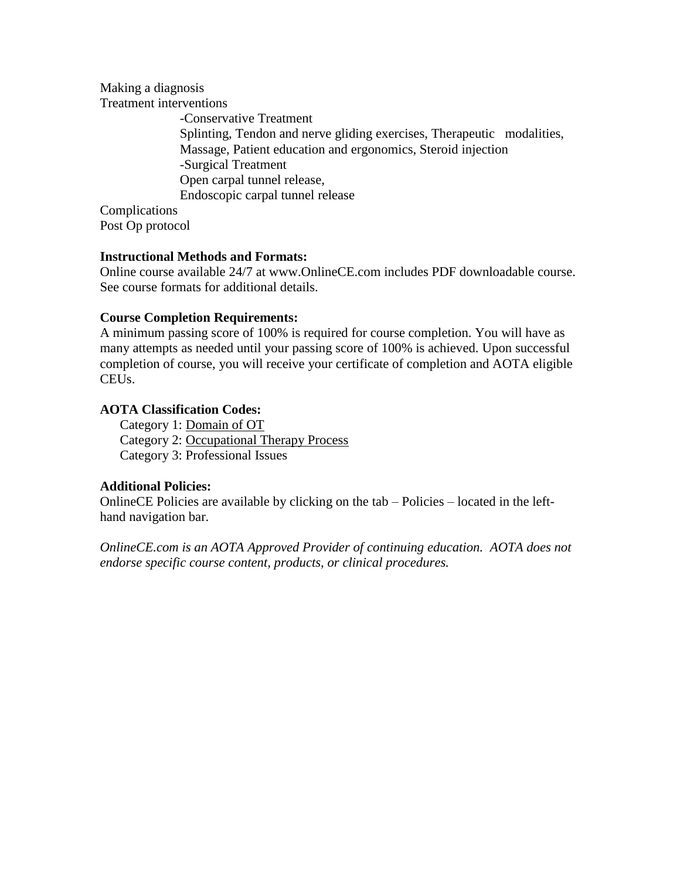Making a diagnosis
Treatment interventions

- -Conservative Treatment
  Splinting, Tendon and nerve gliding exercises, Therapeutic modalities, Massage, Patient education and ergonomics, Steroid injection
- -Surgical Treatment
  Open carpal tunnel release,
  Endoscopic carpal tunnel release

Complications
Post Op protocol

**Instructional Methods and Formats:**
Online course available 24/7 at www.OnlineCE.com includes PDF downloadable course. See course formats for additional details.

**Course Completion Requirements:**
A minimum passing score of 100% is required for course completion. You will have as many attempts as needed until your passing score of 100% is achieved. Upon successful completion of course, you will receive your certificate of completion and AOTA eligible CEUs.

**AOTA Classification Codes:**
Category 1: Domain of OT
Category 2: Occupational Therapy Process
Category 3: Professional Issues

**Additional Policies:**
OnlineCE Policies are available by clicking on the tab – Policies – located in the left-hand navigation bar.

*OnlineCE.com is an AOTA Approved Provider of continuing education. AOTA does not endorse specific course content, products, or clinical procedures.*